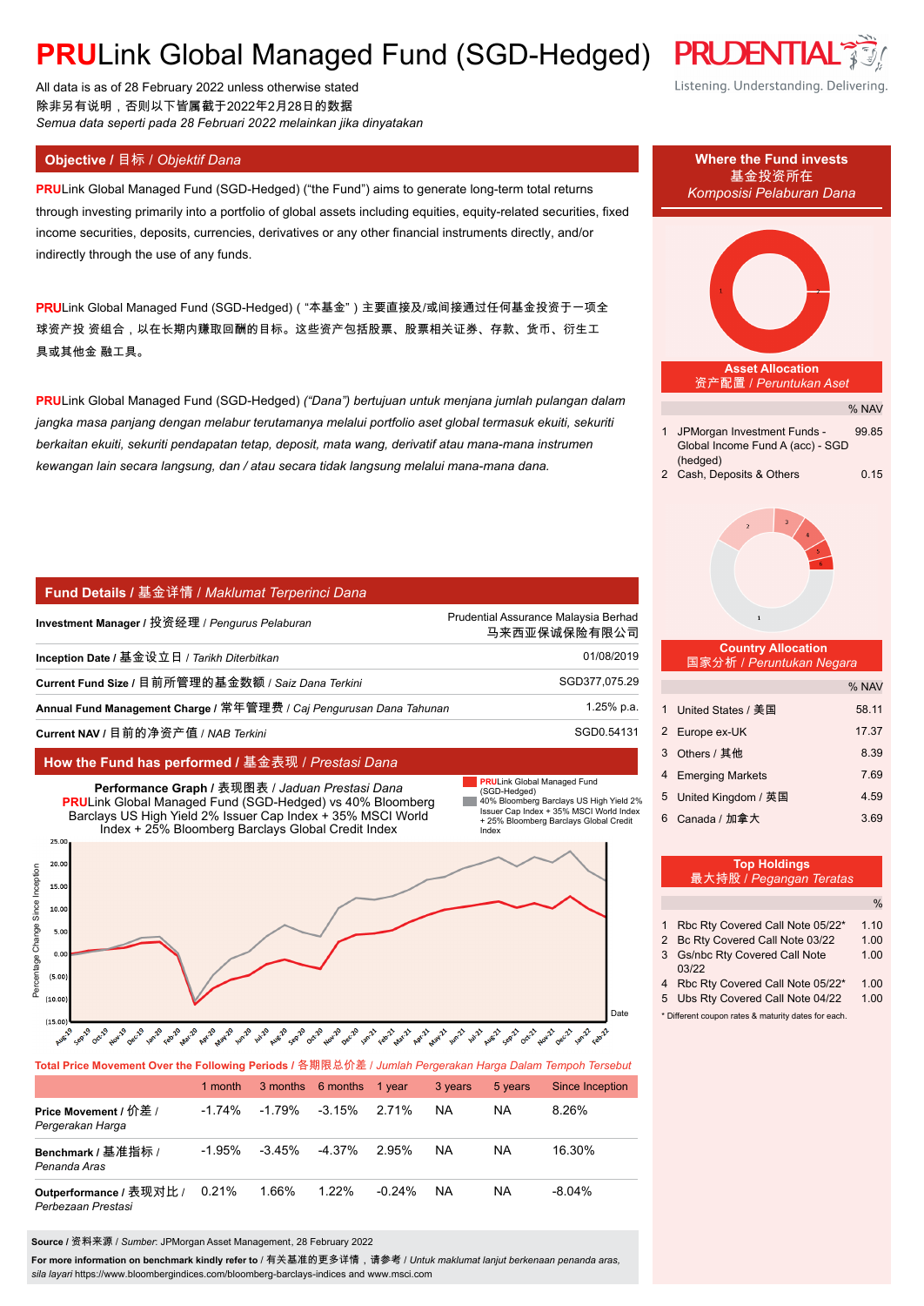# PRULink Global Managed Fund (SGD-Hedged)

All data is as of 28 February 2022 unless otherwise stated
除非另有说明，否则以下皆属截于2022年2月28日的数据
*Semua data seperti pada 28 Februari 2022 melainkan jika dinyatakan*

## Objective / 目标 / *Objektif Dana*

**PRU**Link Global Managed Fund (SGD-Hedged) ("the Fund") aims to generate long-term total returns through investing primarily into a portfolio of global assets including equities, equity-related securities, fixed income securities, deposits, currencies, derivatives or any other financial instruments directly, and/or indirectly through the use of any funds.

**PRU**Link Global Managed Fund (SGD-Hedged)（"本基金"）主要直接及/或间接通过任何基金投资于一项全球资产投 资组合，以在长期内赚取回酬的目标。这些资产包括股票、股票相关证券、存款、货币、衍生工具或其他金 融工具。

**PRU**Link Global Managed Fund (SGD-Hedged) *("Dana") bertujuan untuk menjana jumlah pulangan dalam jangka masa panjang dengan melabur terutamanya melalui portfolio aset global termasuk ekuiti, sekuriti berkaitan ekuiti, sekuriti pendapatan tetap, deposit, mata wang, derivatif atau mana-mana instrumen kewangan lain secara langsung, dan / atau secara tidak langsung melalui mana-mana dana.*

## Fund Details / 基金详情 / *Maklumat Terperinci Dana*

| | |
|---|---|
| **Investment Manager** / 投资经理 / *Pengurus Pelaburan* | Prudential Assurance Malaysia Berhad 马来西亚保诚保险有限公司 |
| **Inception Date** / 基金设立日 / *Tarikh Diterbitkan* | 01/08/2019 |
| **Current Fund Size** / 目前所管理的基金数额 / *Saiz Dana Terkini* | SGD377,075.29 |
| **Annual Fund Management Charge** / 常年管理费 / *Caj Pengurusan Dana Tahunan* | 1.25% p.a. |
| **Current NAV** / 目前的净资产值 / *NAB Terkini* | SGD0.54131 |

## How the Fund has performed / 基金表现 / *Prestasi Dana*

**Performance Graph** / 表现图表 / *Jaduan Prestasi Dana*
**PRU**Link Global Managed Fund (SGD-Hedged) vs 40% Bloomberg Barclays US High Yield 2% Issuer Cap Index + 35% MSCI World Index + 25% Bloomberg Barclays Global Credit Index

**Total Price Movement Over the Following Periods** / 各期限总价差 / *Jumlah Pergerakan Harga Dalam Tempoh Tersebut*

| | 1 month | 3 months | 6 months | 1 year | 3 years | 5 years | Since Inception |
|---|---|---|---|---|---|---|---|
| **Price Movement** / 价差 / *Pergerakan Harga* | -1.74% | -1.79% | -3.15% | 2.71% | NA | NA | 8.26% |
| **Benchmark** / 基准指标 / *Penanda Aras* | -1.95% | -3.45% | -4.37% | 2.95% | NA | NA | 16.30% |
| **Outperformance** / 表现对比 / *Perbezaan Prestasi* | 0.21% | 1.66% | 1.22% | -0.24% | NA | NA | -8.04% |

**Source** / 资料来源 / *Sumber*: JPMorgan Asset Management, 28 February 2022

**For more information on benchmark kindly refer to** / 有关基准的更多详情，请参考 / *Untuk maklumat lanjut berkenaan penanda aras, sila layari* https://www.bloombergindices.com/bloomberg-barclays-indices and www.msci.com

## Where the Fund invests / 基金投资所在 / *Komposisi Pelaburan Dana*

### Asset Allocation / 资产配置 / *Peruntukan Aset*

| | | % NAV |
|---|---|---|
| 1 | JPMorgan Investment Funds - Global Income Fund A (acc) - SGD (hedged) | 99.85 |
| 2 | Cash, Deposits & Others | 0.15 |

### Country Allocation / 国家分析 / *Peruntukan Negara*

| | | % NAV |
|---|---|---|
| 1 | United States / 美国 | 58.11 |
| 2 | Europe ex-UK | 17.37 |
| 3 | Others / 其他 | 8.39 |
| 4 | Emerging Markets | 7.69 |
| 5 | United Kingdom / 英国 | 4.59 |
| 6 | Canada / 加拿大 | 3.69 |

### Top Holdings / 最大持股 / *Pegangan Teratas*

| | | % |
|---|---|---|
| 1 | Rbc Rty Covered Call Note 05/22* | 1.10 |
| 2 | Bc Rty Covered Call Note 03/22 | 1.00 |
| 3 | Gs/nbc Rty Covered Call Note 03/22 | 1.00 |
| 4 | Rbc Rty Covered Call Note 05/22* | 1.00 |
| 5 | Ubs Rty Covered Call Note 04/22 | 1.00 |

\* Different coupon rates & maturity dates for each.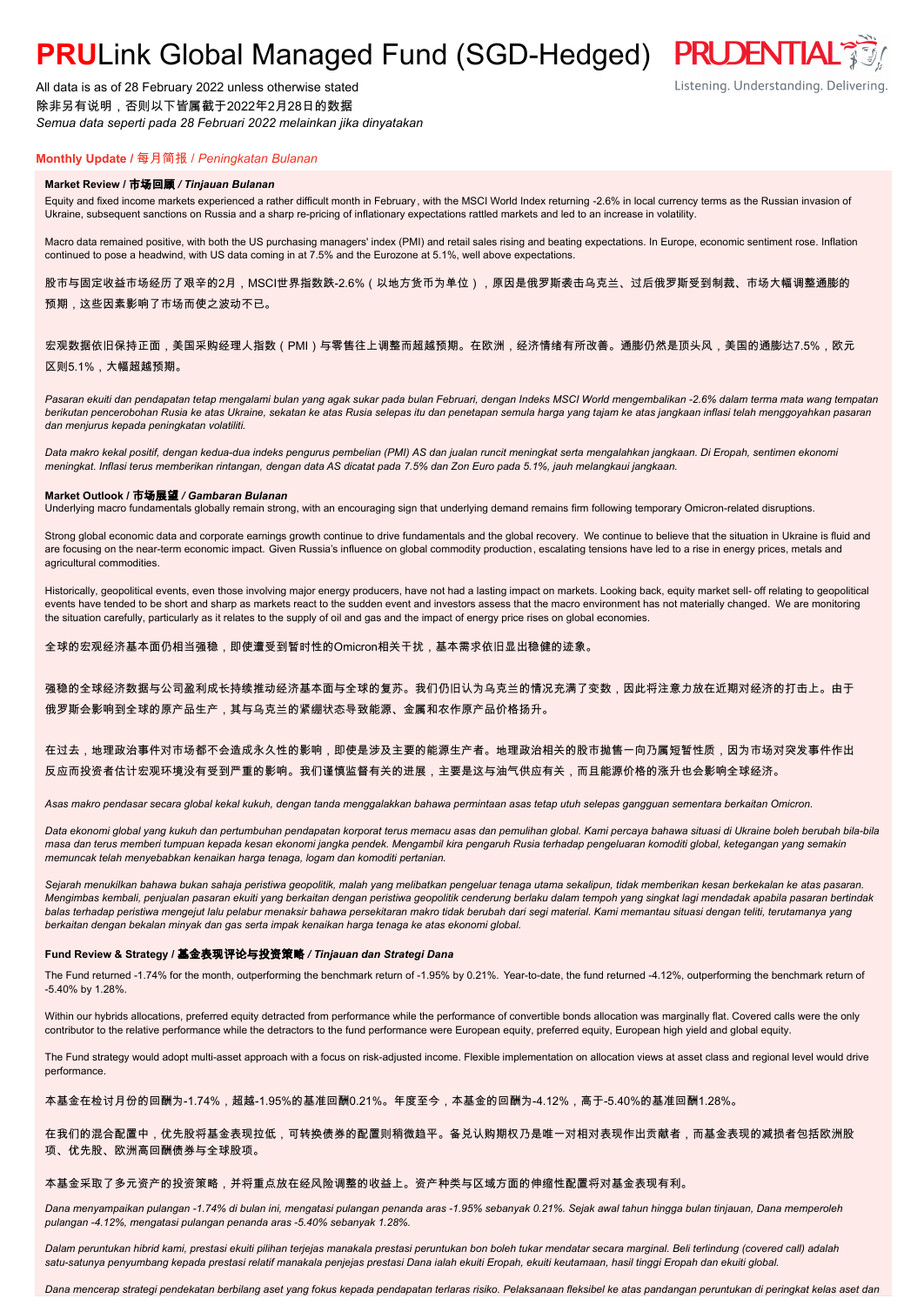// PRULink Global Managed Fund (SGD-Hedged)

All data is as of 28 February 2022 unless otherwise stated
除非另有说明，否则以下皆属截于2022年2月28日的数据
*Semua data seperti pada 28 Februari 2022 melainkan jika dinyatakan*

## Monthly Update / 每月简报 / *Peningkatan Bulanan*

### Market Review / 市场回顾 / *Tinjauan Bulanan*

Equity and fixed income markets experienced a rather difficult month in February, with the MSCI World Index returning -2.6% in local currency terms as the Russian invasion of Ukraine, subsequent sanctions on Russia and a sharp re-pricing of inflationary expectations rattled markets and led to an increase in volatility.

Macro data remained positive, with both the US purchasing managers' index (PMI) and retail sales rising and beating expectations. In Europe, economic sentiment rose. Inflation continued to pose a headwind, with US data coming in at 7.5% and the Eurozone at 5.1%, well above expectations.

股市与固定收益市场经历了艰辛的2月，MSCI世界指数跌-2.6%（以地方货币为单位），原因是俄罗斯袭击乌克兰、过后俄罗斯受到制裁、市场大幅调整通膨的预期，这些因素影响了市场而使之波动不已。

宏观数据依旧保持正面，美国采购经理人指数（PMI）与零售往上调整而超越预期。在欧洲，经济情绪有所改善。通膨仍然是顶头风，美国的通膨达7.5%，欧元区则5.1%，大幅超越预期。

*Pasaran ekuiti dan pendapatan tetap mengalami bulan yang agak sukar pada bulan Februari, dengan Indeks MSCI World mengembalikan -2.6% dalam terma mata wang tempatan berikutan pencerobohan Rusia ke atas Ukraine, sekatan ke atas Rusia selepas itu dan penetapan semula harga yang tajam ke atas jangkaan inflasi telah menggoyahkan pasaran dan menjurus kepada peningkatan volatiliti.*

*Data makro kekal positif, dengan kedua-dua indeks pengurus pembelian (PMI) AS dan jualan runcit meningkat serta mengalahkan jangkaan. Di Eropah, sentimen ekonomi meningkat. Inflasi terus memberikan rintangan, dengan data AS dicatat pada 7.5% dan Zon Euro pada 5.1%, jauh melangkaui jangkaan.*

### Market Outlook / 市场展望 / *Gambaran Bulanan*

Underlying macro fundamentals globally remain strong, with an encouraging sign that underlying demand remains firm following temporary Omicron-related disruptions.

Strong global economic data and corporate earnings growth continue to drive fundamentals and the global recovery. We continue to believe that the situation in Ukraine is fluid and are focusing on the near-term economic impact. Given Russia's influence on global commodity production, escalating tensions have led to a rise in energy prices, metals and agricultural commodities.

Historically, geopolitical events, even those involving major energy producers, have not had a lasting impact on markets. Looking back, equity market sell- off relating to geopolitical events have tended to be short and sharp as markets react to the sudden event and investors assess that the macro environment has not materially changed. We are monitoring the situation carefully, particularly as it relates to the supply of oil and gas and the impact of energy price rises on global economies.

全球的宏观经济基本面仍相当强稳，即使遭受到暂时性的Omicron相关干扰，基本需求依旧显出稳健的迹象。

强稳的全球经济数据与公司盈利成长持续推动经济基本面与全球的复苏。我们仍旧认为乌克兰的情况充满了变数，因此将注意力放在近期对经济的打击上。由于俄罗斯会影响到全球的原产品生产，其与乌克兰的紧绷状态导致能源、金属和农作原产品价格扬升。

在过去，地理政治事件对市场都不会造成永久性的影响，即使是涉及主要的能源生产者。地理政治相关的股市抛售一向乃属短暂性质，因为市场对突发事件作出反应而投资者估计宏观环境没有受到严重的影响。我们谨慎监督有关的进展，主要是这与油气供应有关，而且能源价格的涨升也会影响全球经济。

*Asas makro pendasar secara global kekal kukuh, dengan tanda menggalakkan bahawa permintaan asas tetap utuh selepas gangguan sementara berkaitan Omicron.*

*Data ekonomi global yang kukuh dan pertumbuhan pendapatan korporat terus memacu asas dan pemulihan global. Kami percaya bahawa situasi di Ukraine boleh berubah bila-bila masa dan terus memberi tumpuan kepada kesan ekonomi jangka pendek. Mengambil kira pengaruh Rusia terhadap pengeluaran komoditi global, ketegangan yang semakin memuncak telah menyebabkan kenaikan harga tenaga, logam dan komoditi pertanian.*

*Sejarah menukilkan bahawa bukan sahaja peristiwa geopolitik, malah yang melibatkan pengeluar tenaga utama sekalipun, tidak memberikan kesan berkekalan ke atas pasaran. Mengimbas kembali, penjualan pasaran ekuiti yang berkaitan dengan peristiwa geopolitik cenderung berlaku dalam tempoh yang singkat lagi mendadak apabila pasaran bertindak balas terhadap peristiwa mengejut lalu pelabur menaksir bahawa persekitaran makro tidak berubah dari segi material. Kami memantau situasi dengan teliti, terutamanya yang berkaitan dengan bekalan minyak dan gas serta impak kenaikan harga tenaga ke atas ekonomi global.*

### Fund Review & Strategy / 基金表现评论与投资策略 / *Tinjauan dan Strategi Dana*

The Fund returned -1.74% for the month, outperforming the benchmark return of -1.95% by 0.21%. Year-to-date, the fund returned -4.12%, outperforming the benchmark return of -5.40% by 1.28%.

Within our hybrids allocations, preferred equity detracted from performance while the performance of convertible bonds allocation was marginally flat. Covered calls were the only contributor to the relative performance while the detractors to the fund performance were European equity, preferred equity, European high yield and global equity.

The Fund strategy would adopt multi-asset approach with a focus on risk-adjusted income. Flexible implementation on allocation views at asset class and regional level would drive performance.

本基金在检讨月份的回酬为-1.74%，超越-1.95%的基准回酬0.21%。年度至今，本基金的回酬为-4.12%，高于-5.40%的基准回酬1.28%。

在我们的混合配置中，优先股将基金表现拉低，可转换债券的配置则稍微趋平。备兑认购期权乃是唯一对相对表现作出贡献者，而基金表现的减损者包括欧洲股项、优先股、欧洲高回酬债券与全球股项。

本基金采取了多元资产的投资策略，并将重点放在经风险调整的收益上。资产种类与区域方面的伸缩性配置将对基金表现有利。

*Dana menyampaikan pulangan -1.74% di bulan ini, mengatasi pulangan penanda aras -1.95% sebanyak 0.21%. Sejak awal tahun hingga bulan tinjauan, Dana memperoleh pulangan -4.12%, mengatasi pulangan penanda aras -5.40% sebanyak 1.28%.*

*Dalam peruntukan hibrid kami, prestasi ekuiti pilihan terjejas manakala prestasi peruntukan bon boleh tukar mendatar secara marginal. Beli terlindung (covered call) adalah satu-satunya penyumbang kepada prestasi relatif manakala penjejas prestasi Dana ialah ekuiti Eropah, ekuiti keutamaan, hasil tinggi Eropah dan ekuiti global.*

*Dana mencerap strategi pendekatan berbilang aset yang fokus kepada pendapatan terlaras risiko. Pelaksanaan fleksibel ke atas pandangan peruntukan di peringkat kelas aset dan*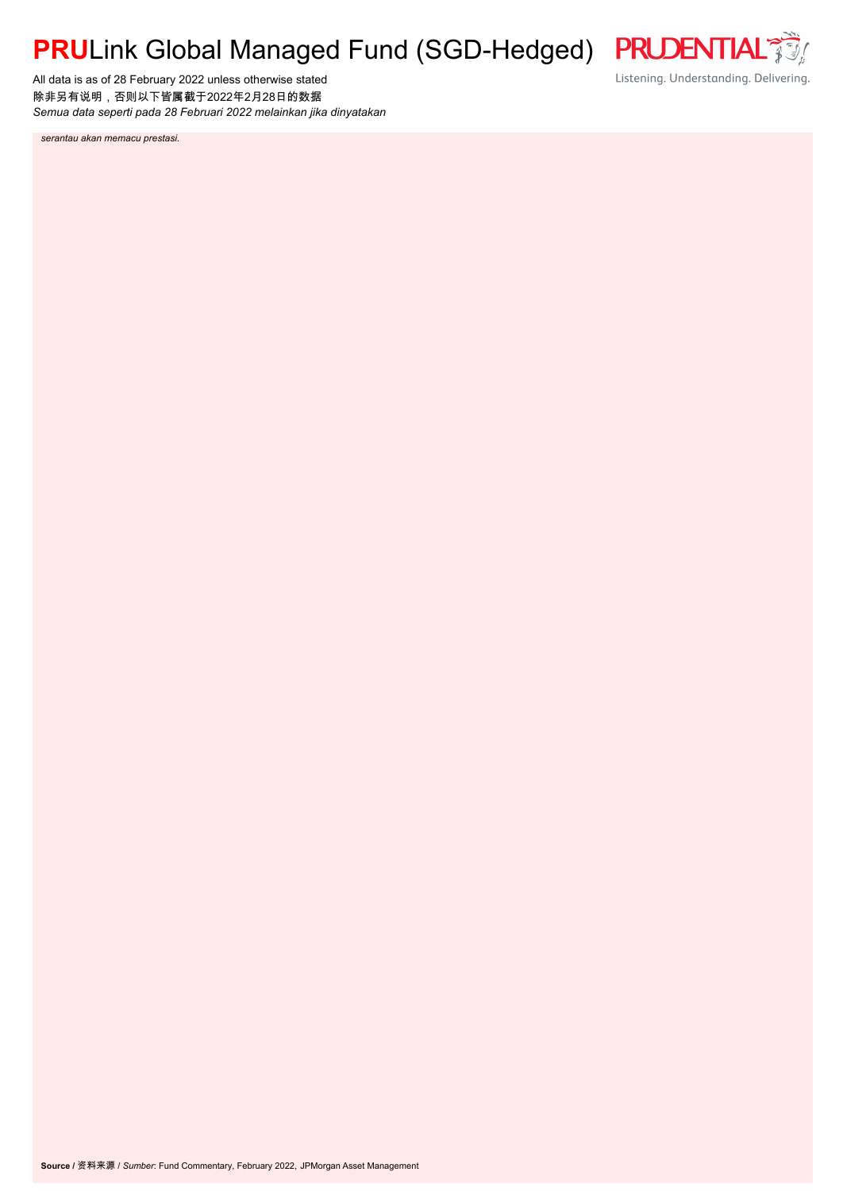# PRULink Global Managed Fund (SGD-Hedged)

All data is as of 28 February 2022 unless otherwise stated
除非另有说明，否则以下皆属截于2022年2月28日的数据
*Semua data seperti pada 28 Februari 2022 melainkan jika dinyatakan*

*serantau akan memacu prestasi.*

**Source** / 资料来源 / *Sumber*: Fund Commentary, February 2022, JPMorgan Asset Management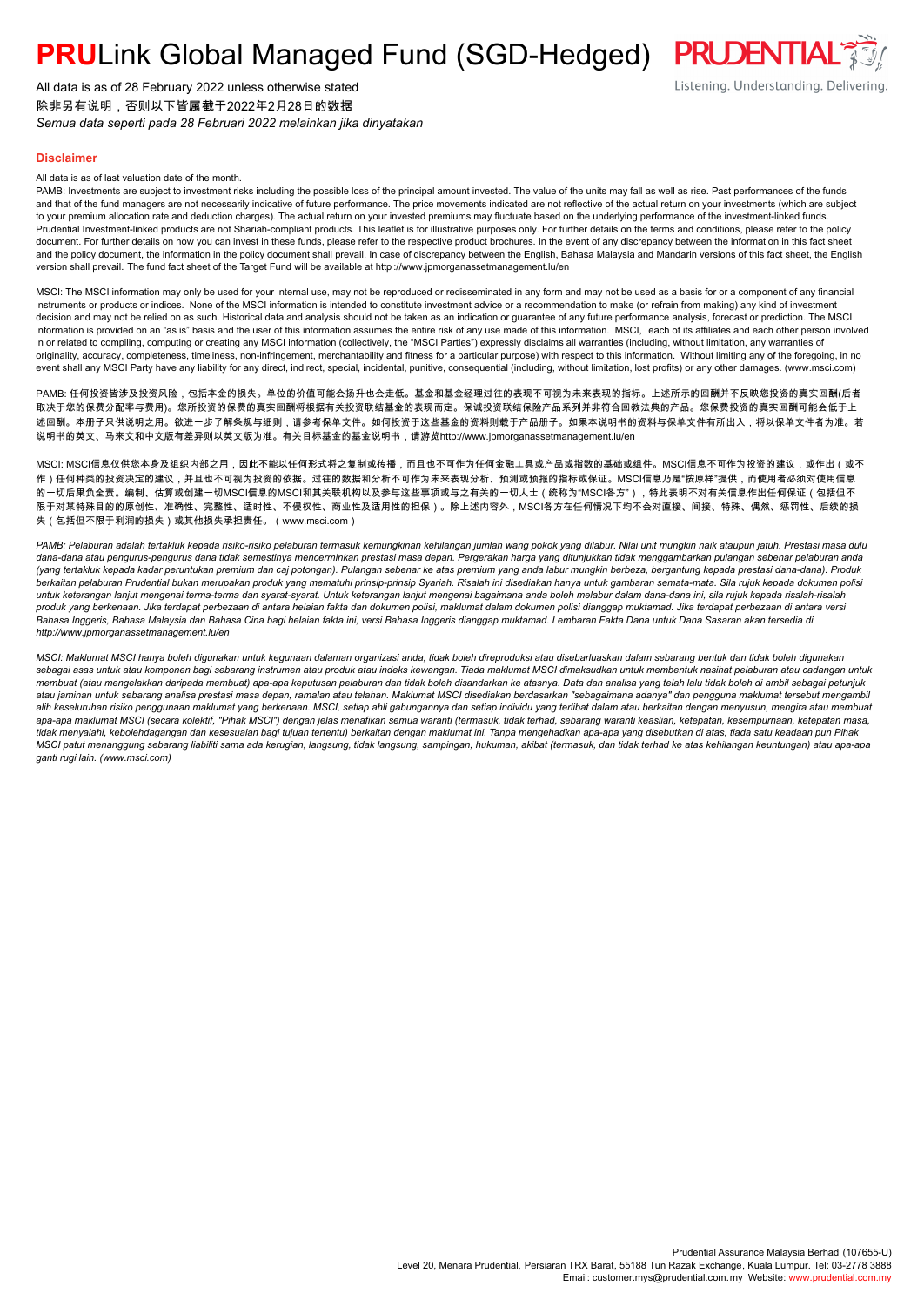# **PRU**Link Global Managed Fund (SGD-Hedged)

All data is as of 28 February 2022 unless stated otherwise
除非另有说明，否则以下皆属截于2022年2月28日的数据
*Semua data seperti pada 28 Februari 2022 melainkan jika dinyatakan*

### Disclaimer

All data is as of last valuation date of the month.

PAMB: Investments are subject to investment risks including the possible loss of the principal amount invested. The value of the units may fall as well as rise. Past performances of the funds and that of the fund managers are not necessarily indicative of future performance. The price movements indicated are not reflective of the actual return on your investments (which are subject to your premium allocation rate and deduction charges). The actual return on your invested premiums may fluctuate based on the underlying performance of the investment-linked funds. Prudential Investment-linked products are not Shariah-compliant products. This leaflet is for illustrative purposes only. For further details on the terms and conditions, please refer to the policy document. For further details on how you can invest in these funds, please refer to the respective product brochures. In the event of any discrepancy between the information in this fact sheet and the policy document, the information in the policy document shall prevail. In case of discrepancy between the English, Bahasa Malaysia and Mandarin versions of this fact sheet, the English version shall prevail. The fund fact sheet of the Target Fund will be available at http ://www.jpmorganassetmanagement.lu/en

MSCI: The MSCI information may only be used for your internal use, may not be reproduced or redisseminated in any form and may not be used as a basis for or a component of any financial instruments or products or indices. None of the MSCI information is intended to constitute investment advice or a recommendation to make (or refrain from making) any kind of investment decision and may not be relied on as such. Historical data and analysis should not be taken as an indication or guarantee of any future performance analysis, forecast or prediction. The MSCI information is provided on an "as is" basis and the user of this information assumes the entire risk of any use made of this information. MSCI, each of its affiliates and each other person involved in or related to compiling, computing or creating any MSCI information (collectively, the "MSCI Parties") expressly disclaims all warranties (including, without limitation, any warranties of originality, accuracy, completeness, timeliness, non-infringement, merchantability and fitness for a particular purpose) with respect to this information. Without limiting any of the foregoing, in no event shall any MSCI Party have any liability for any direct, indirect, special, incidental, punitive, consequential (including, without limitation, lost profits) or any other damages. (www.msci.com)

PAMB: 任何投资皆涉及投资风险，包括本金的损失。单位的价值可能会扬升也会走低。基金和基金经理过往的表现不可视为未来表现的指标。上述所示的回酬并不反映您投资的真实回酬(后者取决于您的保费分配率与费用)。您所投资的保费的真实回酬将根据有关投资联结基金的表现而定。保诚投资联结保险产品系列并非符合回教法典的产品。您保费投资的真实回酬可能会低于上述回酬。本册子只供说明之用。欲进一步了解条规与细则，请参考保单文件。如何投资于这些基金的资料则载于产品册子。如果本说明书的资料与保单文件有所出入，将以保单文件者为准。若说明书的英文、马来文和中文版有差异则以英文版为准。有关目标基金的基金说明书，请游览http://www.jpmorganassetmanagement.lu/en

MSCI: MSCI信息仅供您本身及组织内部之用，因此不能以任何形式将之复制或传播，而且也不可作为任何金融工具或产品或指数的基础或组件。MSCI信息不可作为投资的建议，或作出（或不作）任何种类的投资决定的建议，并且也不可视为投资的依据。过往的数据和分析不可作为未来表现分析、预测或预报的指标或保证。MSCI信息乃是"按原样"提供，而使用者必须对使用信息的一切后果负全责。编制、估算或创建一切MSCI信息的MSCI和其关联机构以及参与这些事项或与之有关的一切人士（统称为"MSCI各方"），特此表明不对有关信息作出任何保证（包括但不限于对某特殊目的的原创性、准确性、完整性、适时性、不侵权性、商业性及适用性的担保）。除上述内容外，MSCI各方在任何情况下均不会对直接、间接、特殊、偶然、惩罚性、后续的损失（包括但不限于利润的损失）或其他损失承担责任。（www.msci.com）

*PAMB: Pelaburan adalah tertakluk kepada risiko-risiko pelaburan termasuk kemungkinan kehilangan jumlah wang pokok yang dilabur. Nilai unit mungkin naik ataupun jatuh. Prestasi masa dulu dana-dana atau pengurus-pengurus dana tidak semestinya mencerminkan prestasi masa depan. Pergerakan harga yang ditunjukkan tidak menggambarkan pulangan sebenar pelaburan anda (yang tertakluk kepada kadar peruntukan premium dan caj potongan). Pulangan sebenar ke atas premium yang anda labur mungkin berbeza, bergantung kepada prestasi dana-dana). Produk berkaitan pelaburan Prudential bukan merupakan produk yang mematuhi prinsip-prinsip Syariah. Risalah ini disediakan hanya untuk gambaran semata-mata. Sila rujuk kepada dokumen polisi untuk keterangan lanjut mengenai terma-terma dan syarat-syarat. Untuk keterangan lanjut mengenai bagaimana anda boleh melabur dalam dana-dana ini, sila rujuk kepada risalah-risalah produk yang berkenaan. Jika terdapat perbezaan di antara helaian fakta dan dokumen polisi, maklumat dalam dokumen polisi dianggap muktamad. Jika terdapat perbezaan di antara versi Bahasa Inggeris, Bahasa Malaysia dan Bahasa Cina bagi helaian fakta ini, versi Bahasa Inggeris dianggap muktamad. Lembaran Fakta Dana untuk Dana Sasaran akan tersedia di http://www.jpmorganassetmanagement.lu/en*

*MSCI: Maklumat MSCI hanya boleh digunakan untuk kegunaan dalaman organizasi anda, tidak boleh direproduksi atau disebarluaskan dalam sebarang bentuk dan tidak boleh digunakan sebagai asas untuk atau komponen bagi sebarang instrumen atau produk atau indeks kewangan. Tiada maklumat MSCI dimaksudkan untuk membentuk nasihat pelaburan atau cadangan untuk membuat (atau mengelakkan daripada membuat) apa-apa keputusan pelaburan dan tidak boleh disandarkan ke atasnya. Data dan analisa yang telah lalu tidak boleh di ambil sebagai petunjuk atau jaminan untuk sebarang analisa prestasi masa depan, ramalan atau telahan. Maklumat MSCI disediakan berdasarkan "sebagaimana adanya" dan pengguna maklumat tersebut mengambil alih keseluruhan risiko penggunaan maklumat yang berkenaan. MSCI, setiap ahli gabungannya dan setiap individu yang terlibat dalam atau berkaitan dengan menyusun, mengira atau membuat apa-apa maklumat MSCI (secara kolektif, "Pihak MSCI") dengan jelas menafikan semua waranti (termasuk, tidak terhad, sebarang waranti keaslian, ketepatan, kesempurnaan, ketepatan masa, tidak menyalahi, kebolehdagangan dan kesesuaian bagi tujuan tertentu) berkaitan dengan maklumat ini. Tanpa mengehadkan apa-apa yang disebutkan di atas, tiada satu keadaan pun Pihak MSCI patut menanggung sebarang liabiliti sama ada kerugian, langsung, tidak langsung, sampingan, hukuman, akibat (termasuk, dan tidak terhad ke atas kehilangan keuntungan) atau apa-apa ganti rugi lain. (www.msci.com)*

Prudential Assurance Malaysia Berhad (107655-U)
Level 20, Menara Prudential, Persiaran TRX Barat, 55188 Tun Razak Exchange, Kuala Lumpur. Tel: 03-2778 3888
Email: customer.mys@prudential.com.my Website: www.prudential.com.my